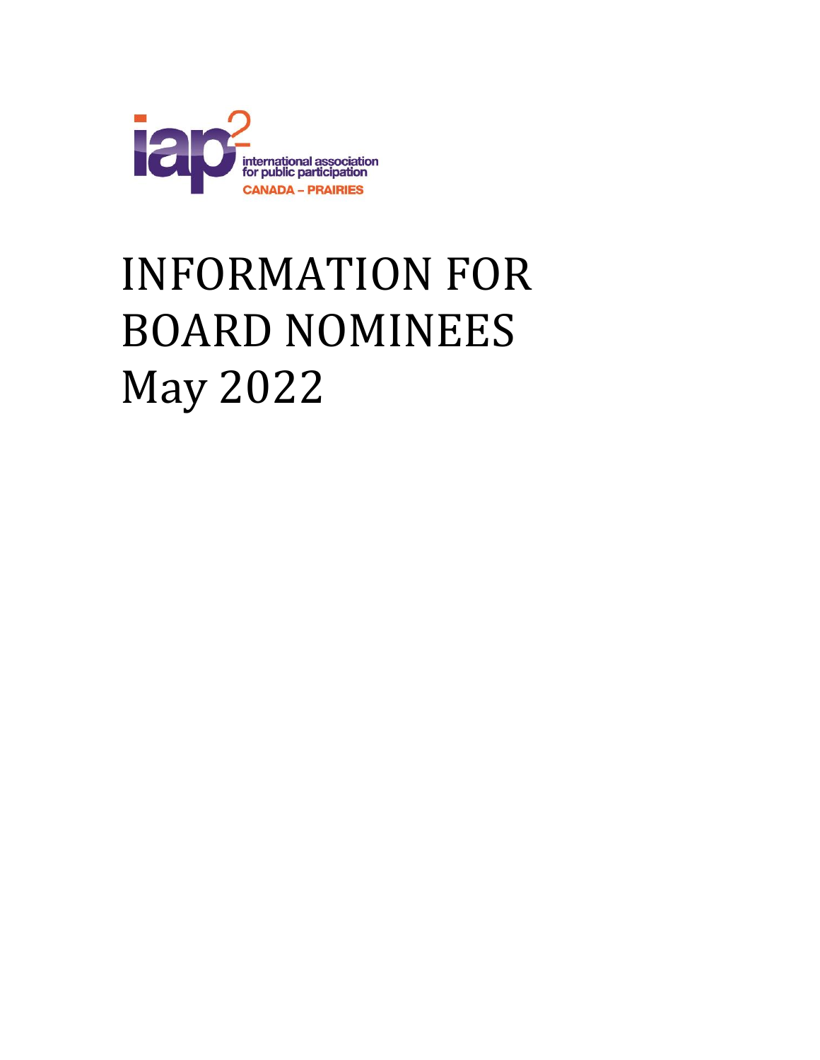iap2 international association for public participation CANADA – PRAIRIES

# INFORMATION FOR BOARD NOMINEES May 2022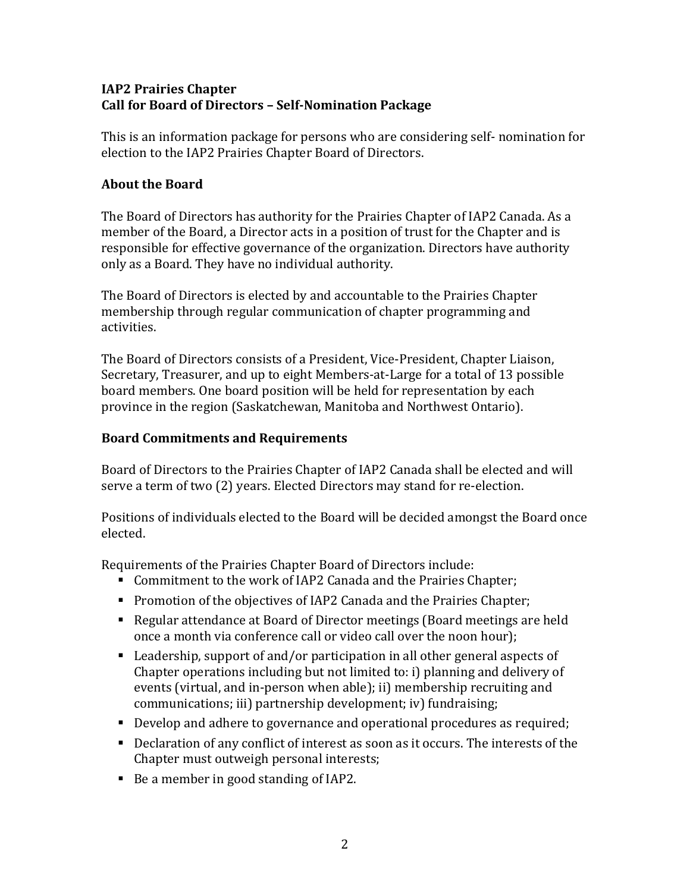**IAP2 Prairies Chapter**
**Call for Board of Directors – Self-Nomination Package**

This is an information package for persons who are considering self- nomination for election to the IAP2 Prairies Chapter Board of Directors.

## About the Board

The Board of Directors has authority for the Prairies Chapter of IAP2 Canada. As a member of the Board, a Director acts in a position of trust for the Chapter and is responsible for effective governance of the organization. Directors have authority only as a Board. They have no individual authority.

The Board of Directors is elected by and accountable to the Prairies Chapter membership through regular communication of chapter programming and activities.

The Board of Directors consists of a President, Vice-President, Chapter Liaison, Secretary, Treasurer, and up to eight Members-at-Large for a total of 13 possible board members. One board position will be held for representation by each province in the region (Saskatchewan, Manitoba and Northwest Ontario).

## Board Commitments and Requirements

Board of Directors to the Prairies Chapter of IAP2 Canada shall be elected and will serve a term of two (2) years. Elected Directors may stand for re-election.

Positions of individuals elected to the Board will be decided amongst the Board once elected.

Requirements of the Prairies Chapter Board of Directors include:

- Commitment to the work of IAP2 Canada and the Prairies Chapter;
- Promotion of the objectives of IAP2 Canada and the Prairies Chapter;
- Regular attendance at Board of Director meetings (Board meetings are held once a month via conference call or video call over the noon hour);
- Leadership, support of and/or participation in all other general aspects of Chapter operations including but not limited to: i) planning and delivery of events (virtual, and in-person when able); ii) membership recruiting and communications; iii) partnership development; iv) fundraising;
- Develop and adhere to governance and operational procedures as required;
- Declaration of any conflict of interest as soon as it occurs. The interests of the Chapter must outweigh personal interests;
- Be a member in good standing of IAP2.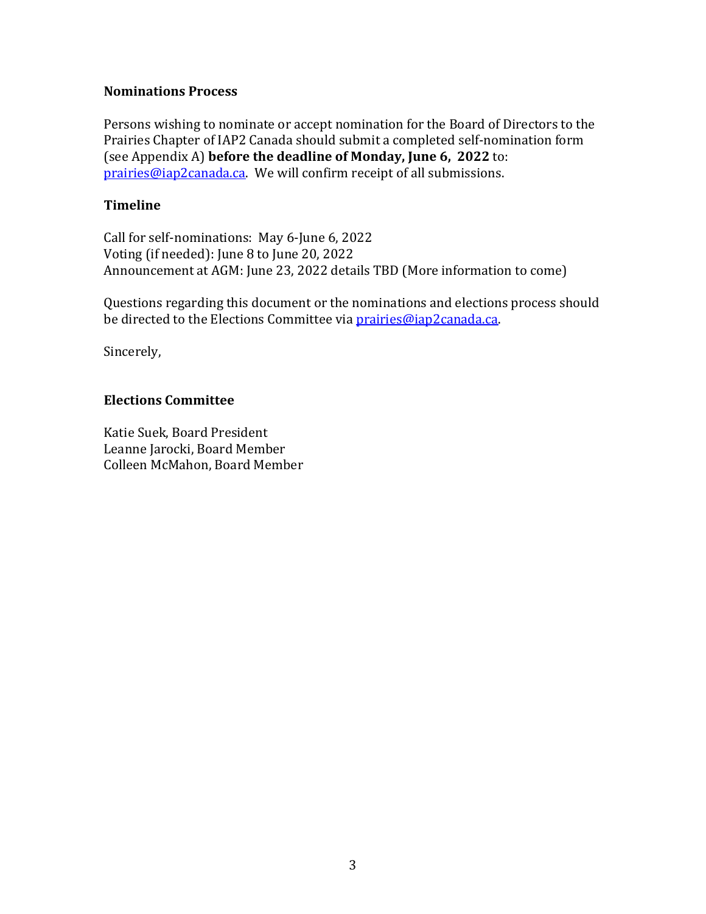### Nominations Process

Persons wishing to nominate or accept nomination for the Board of Directors to the Prairies Chapter of IAP2 Canada should submit a completed self-nomination form (see Appendix A) **before the deadline of Monday, June 6, 2022** to: prairies@iap2canada.ca. We will confirm receipt of all submissions.

### Timeline

Call for self-nominations: May 6-June 6, 2022
Voting (if needed): June 8 to June 20, 2022
Announcement at AGM: June 23, 2022 details TBD (More information to come)

Questions regarding this document or the nominations and elections process should be directed to the Elections Committee via prairies@iap2canada.ca.

Sincerely,

**Elections Committee**

Katie Suek, Board President
Leanne Jarocki, Board Member
Colleen McMahon, Board Member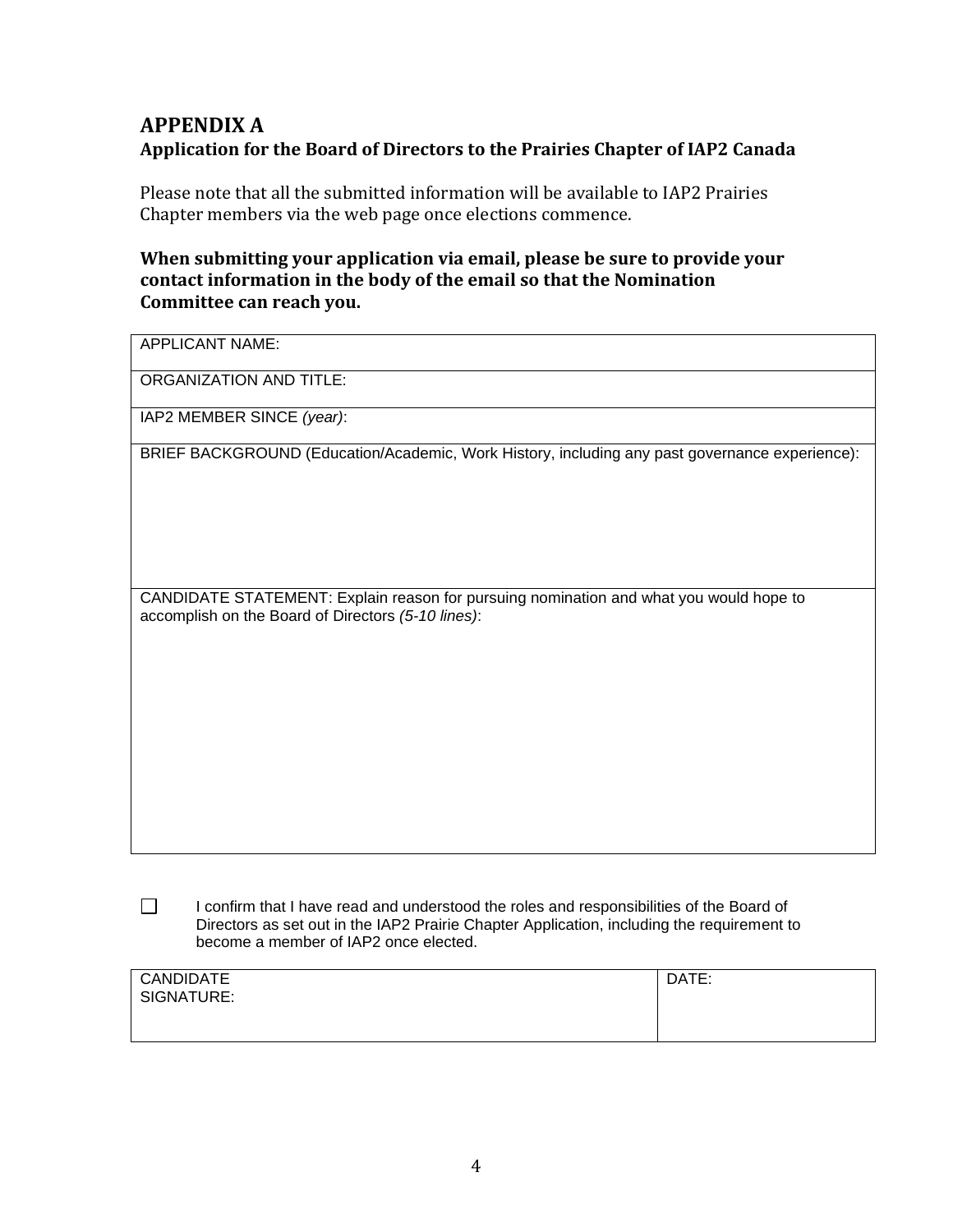## APPENDIX A

### Application for the Board of Directors to the Prairies Chapter of IAP2 Canada

Please note that all the submitted information will be available to IAP2 Prairies Chapter members via the web page once elections commence.

**When submitting your application via email, please be sure to provide your contact information in the body of the email so that the Nomination Committee can reach you.**

| |
|---|
| APPLICANT NAME: |
| ORGANIZATION AND TITLE: |
| IAP2 MEMBER SINCE *(year)*: |
| BRIEF BACKGROUND (Education/Academic, Work History, including any past governance experience): |
| CANDIDATE STATEMENT: Explain reason for pursuing nomination and what you would hope to accomplish on the Board of Directors *(5-10 lines)*: |

☐ I confirm that I have read and understood the roles and responsibilities of the Board of Directors as set out in the IAP2 Prairie Chapter Application, including the requirement to become a member of IAP2 once elected.

| | |
|---|---|
| CANDIDATE SIGNATURE: | DATE: |